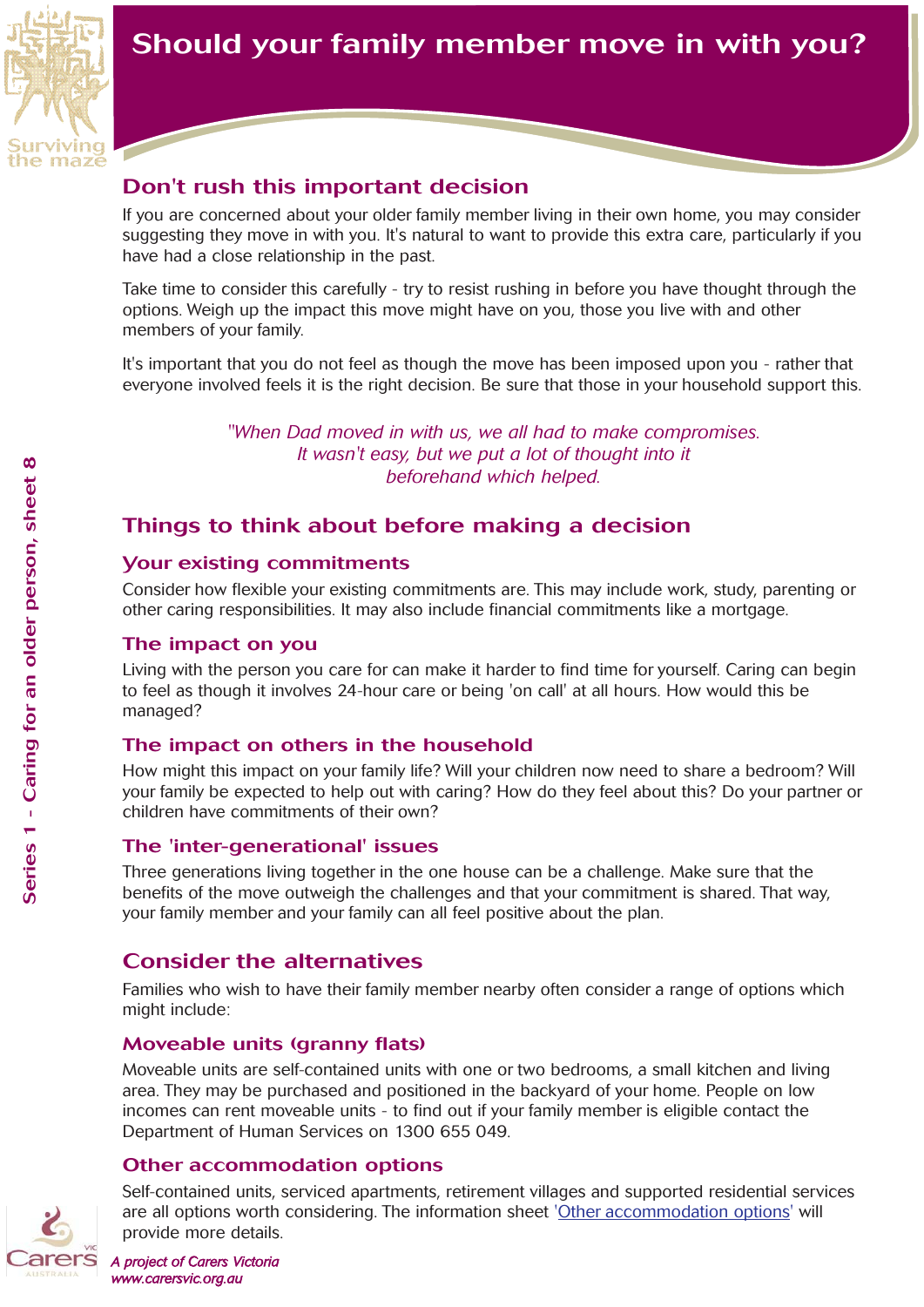# Should your family member move in with you?

## Don't rush this important decision

If you are concerned about your older family member living in their own home, you may consider suggesting they move in with you. It's natural to want to provide this extra care, particularly if you have had a close relationship in the past.

Take time to consider this carefully - try to resist rushing in before you have thought through the options. Weigh up the impact this move might have on you, those you live with and other members of your family.

It's important that you do not feel as though the move has been imposed upon you - rather that everyone involved feels it is the right decision. Be sure that those in your household support this.

*"When Dad moved in with us, we all had to make compromises. It wasn't easy, but we put a lot of thought into it beforehand which helped.*

## Things to think about before making a decision

### Your existing commitments

Consider how flexible your existing commitments are. This may include work, study, parenting or other caring responsibilities. It may also include financial commitments like a mortgage.

### The impact on you

Living with the person you care for can make it harder to find time for yourself. Caring can begin to feel as though it involves 24-hour care or being 'on call' at all hours. How would this be managed?

### The impact on others in the household

How might this impact on your family life? Will your children now need to share a bedroom? Will your family be expected to help out with caring? How do they feel about this? Do your partner or children have commitments of their own?

### The 'inter-generational' issues

Three generations living together in the one house can be a challenge. Make sure that the benefits of the move outweigh the challenges and that your commitment is shared. That way, your family member and your family can all feel positive about the plan.

## Consider the alternatives

Families who wish to have their family member nearby often consider a range of options which might include:

### Moveable units (granny flats)

Moveable units are self-contained units with one or two bedrooms, a small kitchen and living area. They may be purchased and positioned in the backyard of your home. People on low incomes can rent moveable units - to find out if your family member is eligible contact the Department of Human Services on 1300 655 049.

### Other accommodation options

Self-contained units, serviced apartments, retirement villages and supported residential services are all options worth considering. The information sheet 'Other accommodation options' will provide more details.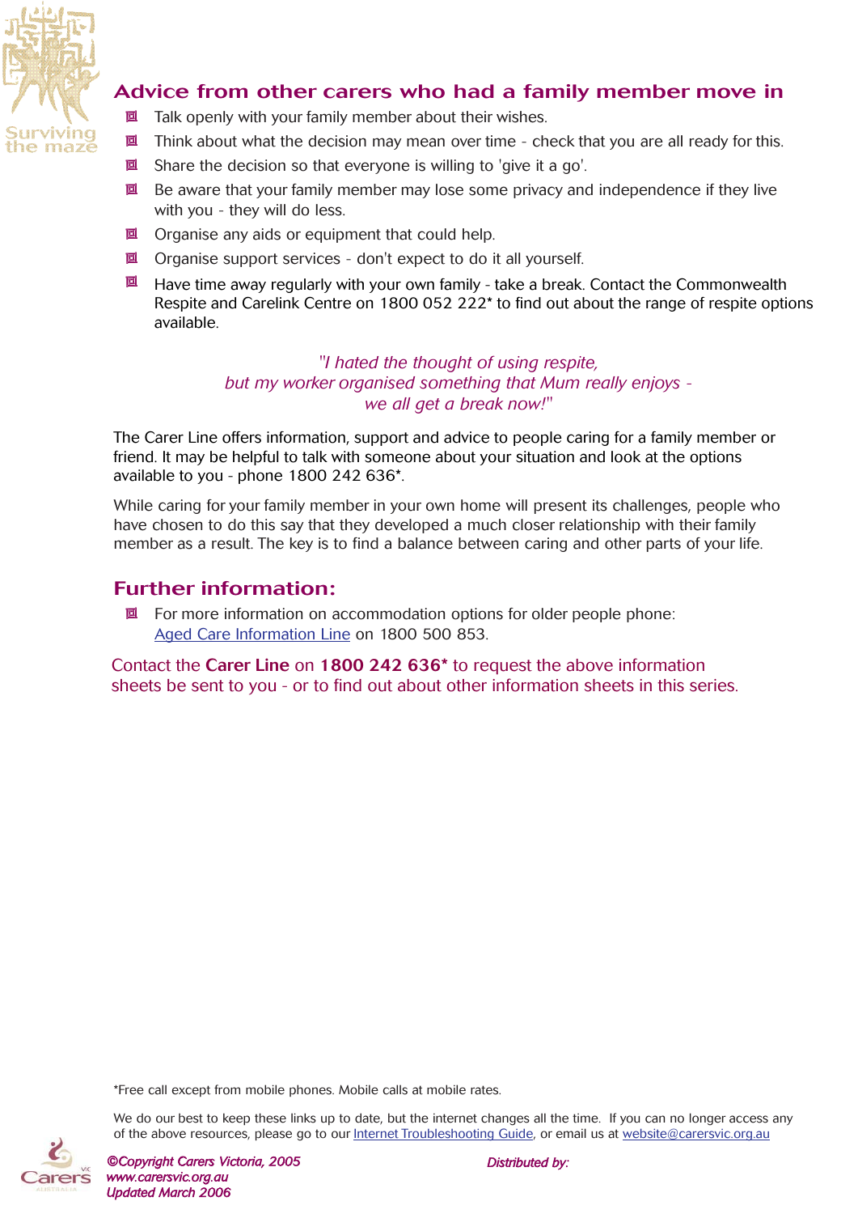## Advice from other carers who had a family member move in

- Talk openly with your family member about their wishes.
- Think about what the decision may mean over time - check that you are all ready for this.
- Share the decision so that everyone is willing to 'give it a go'.
- Be aware that your family member may lose some privacy and independence if they live with you - they will do less.
- Organise any aids or equipment that could help.
- Organise support services - don't expect to do it all yourself.
- Have time away regularly with your own family - take a break. Contact the Commonwealth Respite and Carelink Centre on 1800 052 222* to find out about the range of respite options available.

*"I hated the thought of using respite, but my worker organised something that Mum really enjoys - we all get a break now!"*

The Carer Line offers information, support and advice to people caring for a family member or friend. It may be helpful to talk with someone about your situation and look at the options available to you - phone 1800 242 636*.

While caring for your family member in your own home will present its challenges, people who have chosen to do this say that they developed a much closer relationship with their family member as a result. The key is to find a balance between caring and other parts of your life.

## Further information:

- For more information on accommodation options for older people phone: Aged Care Information Line on 1800 500 853.

Contact the **Carer Line** on **1800 242 636*** to request the above information sheets be sent to you - or to find out about other information sheets in this series.

*Free call except from mobile phones. Mobile calls at mobile rates.

We do our best to keep these links up to date, but the internet changes all the time. If you can no longer access any of the above resources, please go to our Internet Troubleshooting Guide, or email us at website@carersvic.org.au

*©Copyright Carers Victoria, 2005*
*www.carersvic.org.au*
*Updated March 2006*

*Distributed by:*